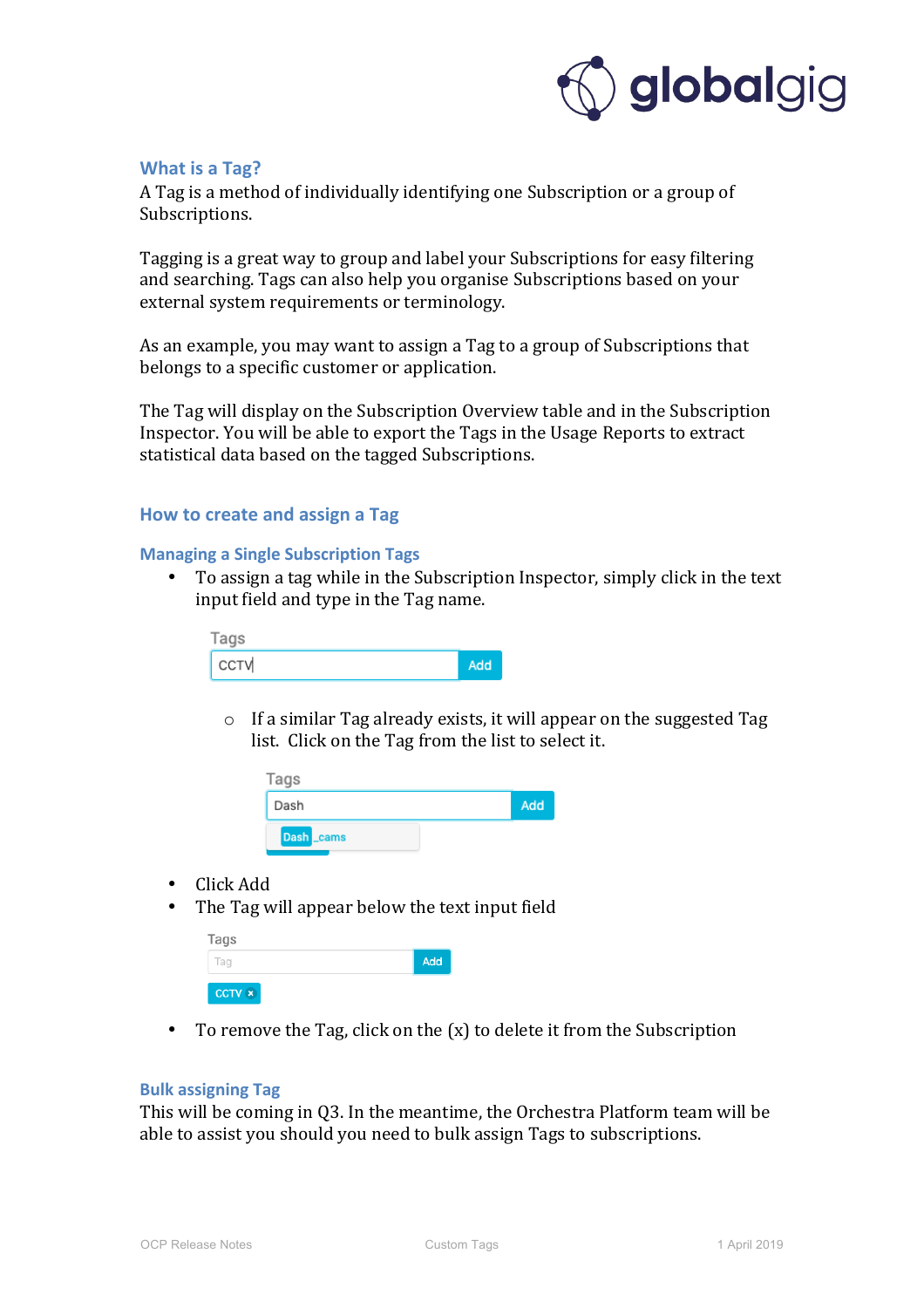## What is a Tag?

A Tag is a method of individually identifying one Subscription or a group of Subscriptions.

Tagging is a great way to group and label your Subscriptions for easy filtering and searching. Tags can also help you organise Subscriptions based on your external system requirements or terminology.

As an example, you may want to assign a Tag to a group of Subscriptions that belongs to a specific customer or application.

The Tag will display on the Subscription Overview table and in the Subscription Inspector. You will be able to export the Tags in the Usage Reports to extract statistical data based on the tagged Subscriptions.

## How to create and assign a Tag

### Managing a Single Subscription Tags

- To assign a tag while in the Subscription Inspector, simply click in the text input field and type in the Tag name.
  - If a similar Tag already exists, it will appear on the suggested Tag list. Click on the Tag from the list to select it.
- Click Add
- The Tag will appear below the text input field
- To remove the Tag, click on the (x) to delete it from the Subscription

### Bulk assigning Tag

This will be coming in Q3. In the meantime, the Orchestra Platform team will be able to assist you should you need to bulk assign Tags to subscriptions.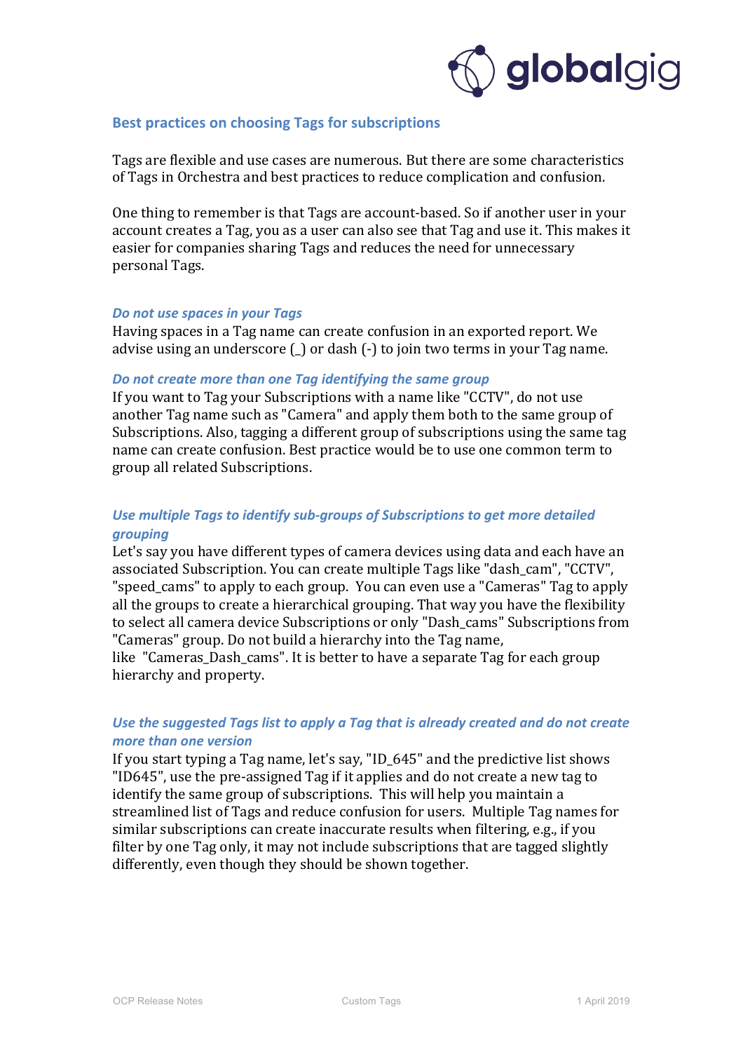## Best practices on choosing Tags for subscriptions

Tags are flexible and use cases are numerous. But there are some characteristics of Tags in Orchestra and best practices to reduce complication and confusion.

One thing to remember is that Tags are account-based. So if another user in your account creates a Tag, you as a user can also see that Tag and use it. This makes it easier for companies sharing Tags and reduces the need for unnecessary personal Tags.

### *Do not use spaces in your Tags*

Having spaces in a Tag name can create confusion in an exported report. We advise using an underscore (_) or dash (-) to join two terms in your Tag name.

### *Do not create more than one Tag identifying the same group*

If you want to Tag your Subscriptions with a name like "CCTV", do not use another Tag name such as "Camera" and apply them both to the same group of Subscriptions. Also, tagging a different group of subscriptions using the same tag name can create confusion. Best practice would be to use one common term to group all related Subscriptions.

### *Use multiple Tags to identify sub-groups of Subscriptions to get more detailed grouping*

Let's say you have different types of camera devices using data and each have an associated Subscription. You can create multiple Tags like "dash_cam", "CCTV", "speed_cams" to apply to each group. You can even use a "Cameras" Tag to apply all the groups to create a hierarchical grouping. That way you have the flexibility to select all camera device Subscriptions or only "Dash_cams" Subscriptions from "Cameras" group. Do not build a hierarchy into the Tag name, like "Cameras_Dash_cams". It is better to have a separate Tag for each group hierarchy and property.

### *Use the suggested Tags list to apply a Tag that is already created and do not create more than one version*

If you start typing a Tag name, let's say, "ID_645" and the predictive list shows "ID645", use the pre-assigned Tag if it applies and do not create a new tag to identify the same group of subscriptions. This will help you maintain a streamlined list of Tags and reduce confusion for users. Multiple Tag names for similar subscriptions can create inaccurate results when filtering, e.g., if you filter by one Tag only, it may not include subscriptions that are tagged slightly differently, even though they should be shown together.